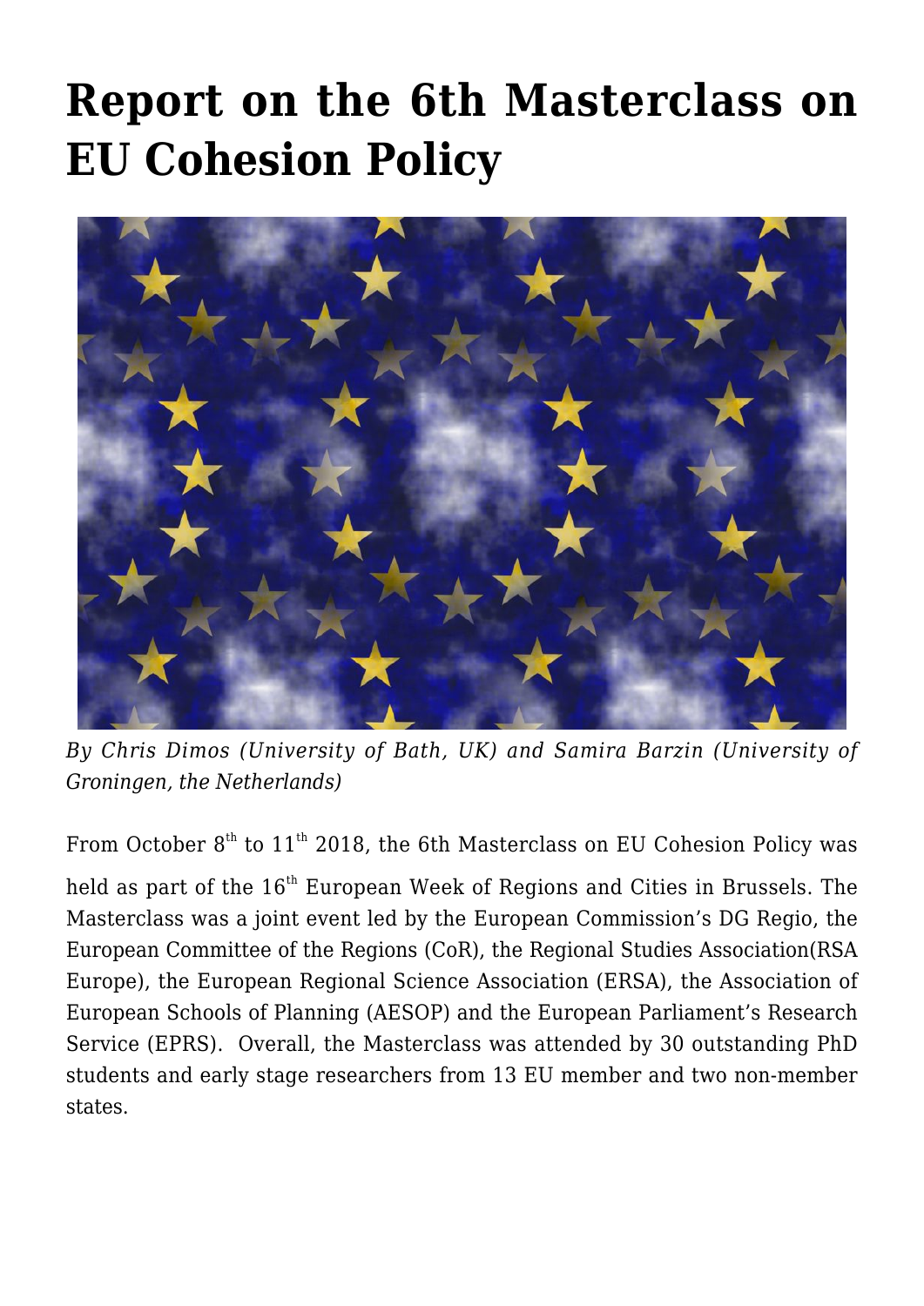# Report on the 6th Masterclass on EU Cohesion Policy

*By Chris Dimos (University of Bath, UK) and Samira Barzin (University of Groningen, the Netherlands)*

From October 8th to 11th 2018, the 6th Masterclass on EU Cohesion Policy was held as part of the 16th European Week of Regions and Cities in Brussels. The Masterclass was a joint event led by the European Commission's DG Regio, the European Committee of the Regions (CoR), the Regional Studies Association(RSA Europe), the European Regional Science Association (ERSA), the Association of European Schools of Planning (AESOP) and the European Parliament's Research Service (EPRS). Overall, the Masterclass was attended by 30 outstanding PhD students and early stage researchers from 13 EU member and two non-member states.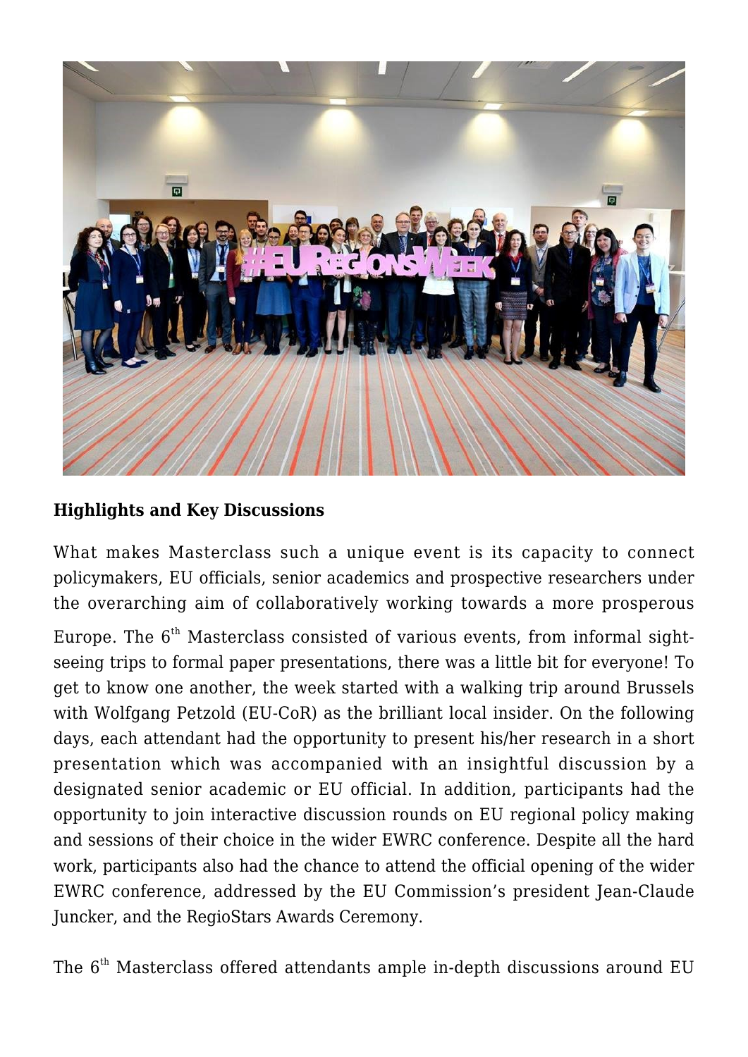**Highlights and Key Discussions**

What makes Masterclass such a unique event is its capacity to connect policymakers, EU officials, senior academics and prospective researchers under the overarching aim of collaboratively working towards a more prosperous Europe. The 6th Masterclass consisted of various events, from informal sight-seeing trips to formal paper presentations, there was a little bit for everyone! To get to know one another, the week started with a walking trip around Brussels with Wolfgang Petzold (EU-CoR) as the brilliant local insider. On the following days, each attendant had the opportunity to present his/her research in a short presentation which was accompanied with an insightful discussion by a designated senior academic or EU official. In addition, participants had the opportunity to join interactive discussion rounds on EU regional policy making and sessions of their choice in the wider EWRC conference. Despite all the hard work, participants also had the chance to attend the official opening of the wider EWRC conference, addressed by the EU Commission's president Jean-Claude Juncker, and the RegioStars Awards Ceremony.

The 6th Masterclass offered attendants ample in-depth discussions around EU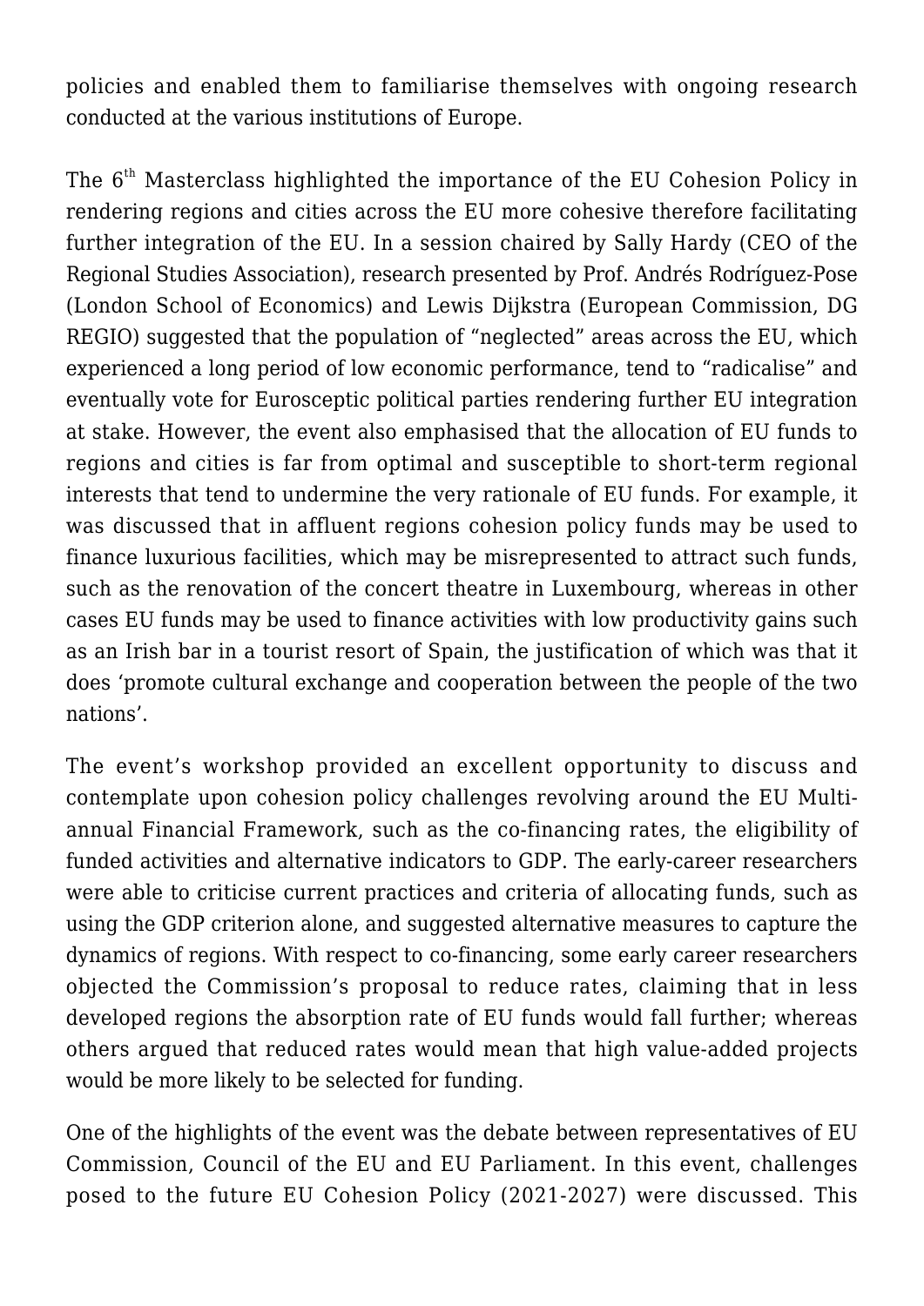policies and enabled them to familiarise themselves with ongoing research conducted at the various institutions of Europe.

The 6th Masterclass highlighted the importance of the EU Cohesion Policy in rendering regions and cities across the EU more cohesive therefore facilitating further integration of the EU. In a session chaired by Sally Hardy (CEO of the Regional Studies Association), research presented by Prof. Andrés Rodríguez-Pose (London School of Economics) and Lewis Dijkstra (European Commission, DG REGIO) suggested that the population of "neglected" areas across the EU, which experienced a long period of low economic performance, tend to "radicalise" and eventually vote for Eurosceptic political parties rendering further EU integration at stake. However, the event also emphasised that the allocation of EU funds to regions and cities is far from optimal and susceptible to short-term regional interests that tend to undermine the very rationale of EU funds. For example, it was discussed that in affluent regions cohesion policy funds may be used to finance luxurious facilities, which may be misrepresented to attract such funds, such as the renovation of the concert theatre in Luxembourg, whereas in other cases EU funds may be used to finance activities with low productivity gains such as an Irish bar in a tourist resort of Spain, the justification of which was that it does 'promote cultural exchange and cooperation between the people of the two nations'.

The event's workshop provided an excellent opportunity to discuss and contemplate upon cohesion policy challenges revolving around the EU Multi-annual Financial Framework, such as the co-financing rates, the eligibility of funded activities and alternative indicators to GDP. The early-career researchers were able to criticise current practices and criteria of allocating funds, such as using the GDP criterion alone, and suggested alternative measures to capture the dynamics of regions. With respect to co-financing, some early career researchers objected the Commission's proposal to reduce rates, claiming that in less developed regions the absorption rate of EU funds would fall further; whereas others argued that reduced rates would mean that high value-added projects would be more likely to be selected for funding.

One of the highlights of the event was the debate between representatives of EU Commission, Council of the EU and EU Parliament. In this event, challenges posed to the future EU Cohesion Policy (2021-2027) were discussed. This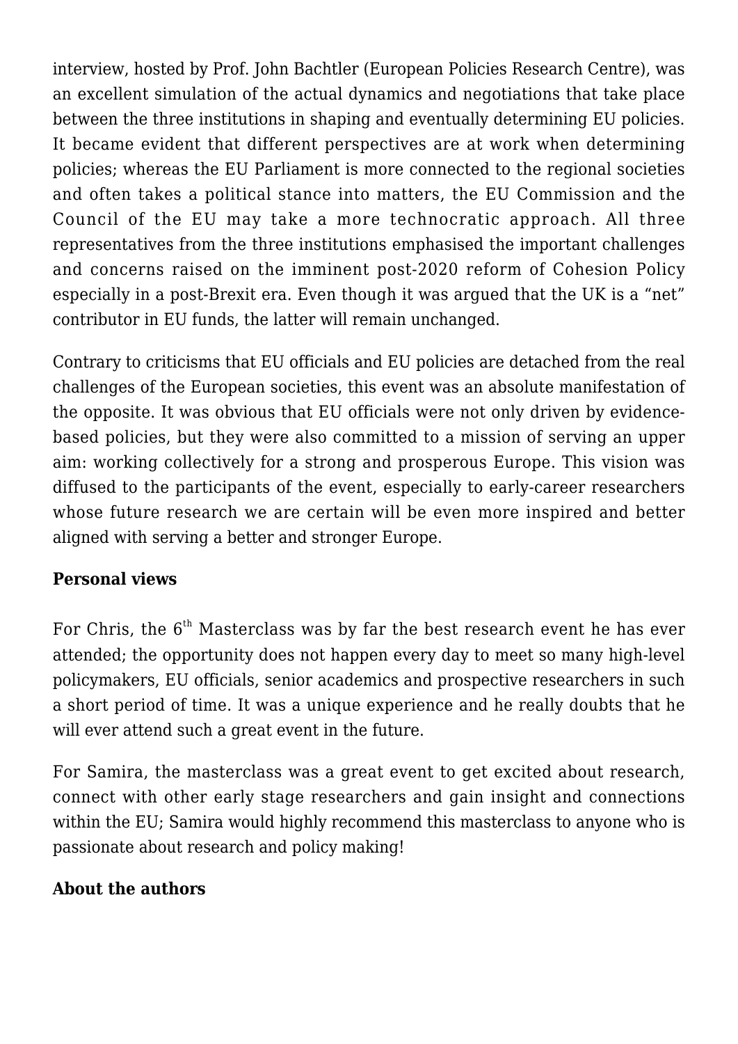interview, hosted by Prof. John Bachtler (European Policies Research Centre), was an excellent simulation of the actual dynamics and negotiations that take place between the three institutions in shaping and eventually determining EU policies. It became evident that different perspectives are at work when determining policies; whereas the EU Parliament is more connected to the regional societies and often takes a political stance into matters, the EU Commission and the Council of the EU may take a more technocratic approach. All three representatives from the three institutions emphasised the important challenges and concerns raised on the imminent post-2020 reform of Cohesion Policy especially in a post-Brexit era. Even though it was argued that the UK is a "net" contributor in EU funds, the latter will remain unchanged.

Contrary to criticisms that EU officials and EU policies are detached from the real challenges of the European societies, this event was an absolute manifestation of the opposite. It was obvious that EU officials were not only driven by evidence-based policies, but they were also committed to a mission of serving an upper aim: working collectively for a strong and prosperous Europe. This vision was diffused to the participants of the event, especially to early-career researchers whose future research we are certain will be even more inspired and better aligned with serving a better and stronger Europe.

**Personal views**

For Chris, the 6th Masterclass was by far the best research event he has ever attended; the opportunity does not happen every day to meet so many high-level policymakers, EU officials, senior academics and prospective researchers in such a short period of time. It was a unique experience and he really doubts that he will ever attend such a great event in the future.

For Samira, the masterclass was a great event to get excited about research, connect with other early stage researchers and gain insight and connections within the EU; Samira would highly recommend this masterclass to anyone who is passionate about research and policy making!

**About the authors**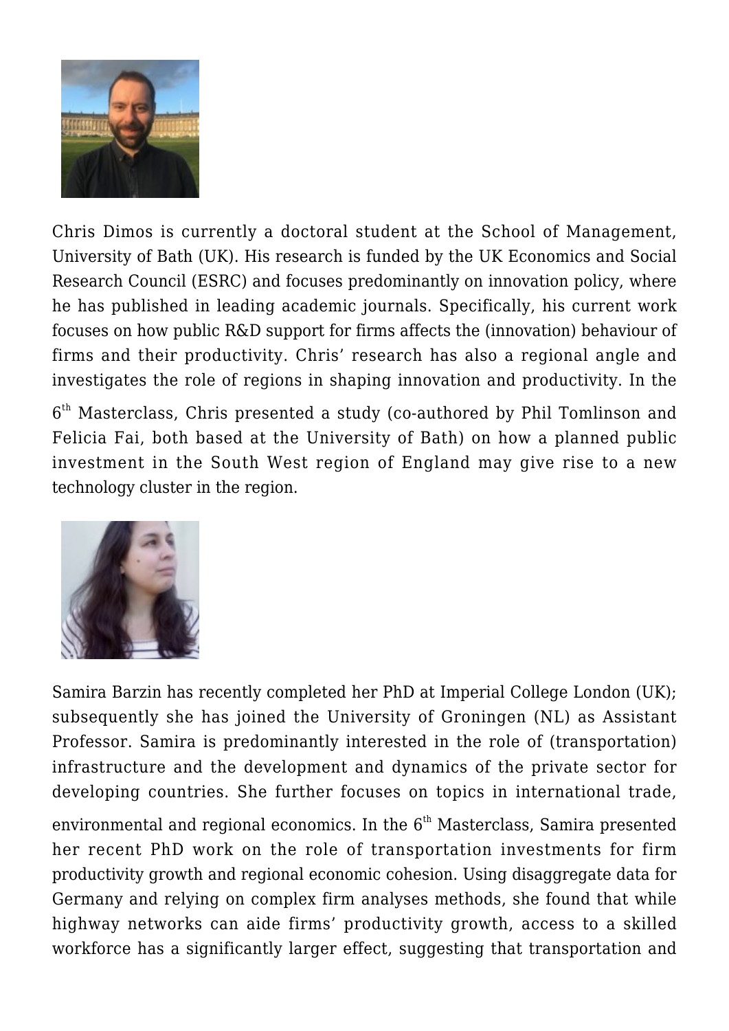Chris Dimos is currently a doctoral student at the School of Management, University of Bath (UK). His research is funded by the UK Economics and Social Research Council (ESRC) and focuses predominantly on innovation policy, where he has published in leading academic journals. Specifically, his current work focuses on how public R&D support for firms affects the (innovation) behaviour of firms and their productivity. Chris' research has also a regional angle and investigates the role of regions in shaping innovation and productivity. In the 6th Masterclass, Chris presented a study (co-authored by Phil Tomlinson and Felicia Fai, both based at the University of Bath) on how a planned public investment in the South West region of England may give rise to a new technology cluster in the region.

Samira Barzin has recently completed her PhD at Imperial College London (UK); subsequently she has joined the University of Groningen (NL) as Assistant Professor. Samira is predominantly interested in the role of (transportation) infrastructure and the development and dynamics of the private sector for developing countries. She further focuses on topics in international trade, environmental and regional economics. In the 6th Masterclass, Samira presented her recent PhD work on the role of transportation investments for firm productivity growth and regional economic cohesion. Using disaggregate data for Germany and relying on complex firm analyses methods, she found that while highway networks can aide firms' productivity growth, access to a skilled workforce has a significantly larger effect, suggesting that transportation and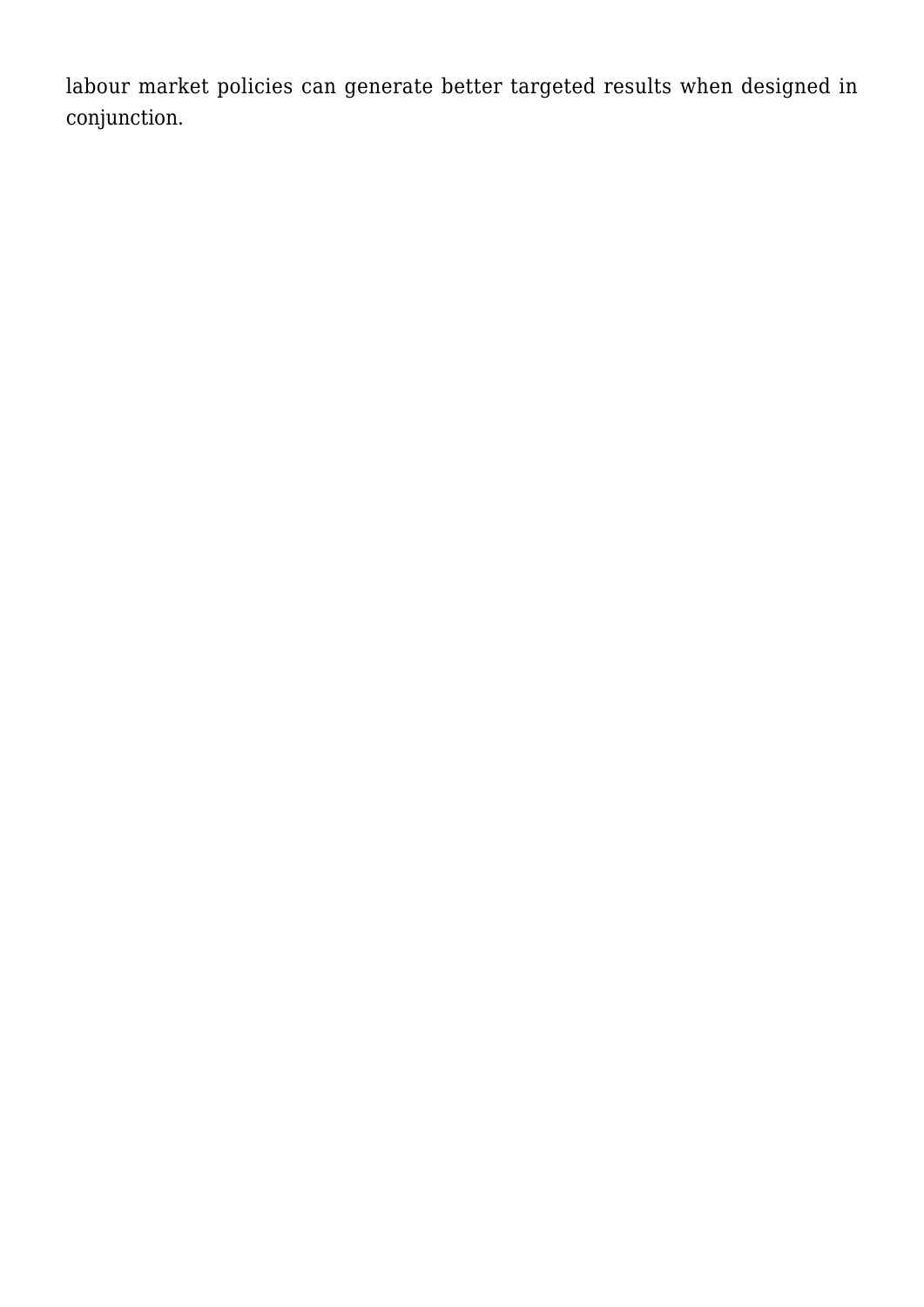labour market policies can generate better targeted results when designed in conjunction.